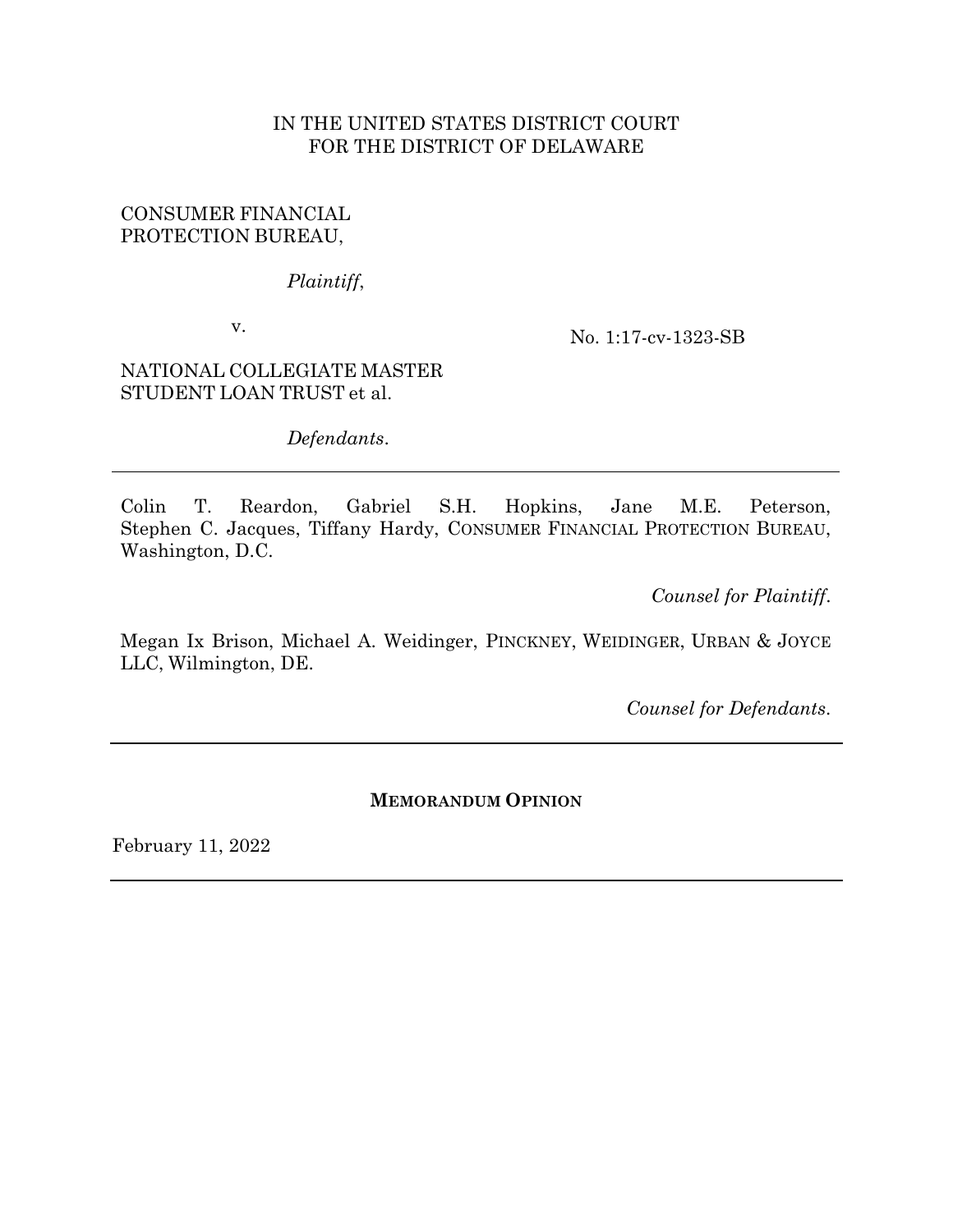IN THE UNITED STATES DISTRICT COURT
FOR THE DISTRICT OF DELAWARE

CONSUMER FINANCIAL PROTECTION BUREAU,

*Plaintiff*,

v.

NATIONAL COLLEGIATE MASTER STUDENT LOAN TRUST et al.

*Defendants*.

No. 1:17-cv-1323-SB

---

Colin T. Reardon, Gabriel S.H. Hopkins, Jane M.E. Peterson, Stephen C. Jacques, Tiffany Hardy, CONSUMER FINANCIAL PROTECTION BUREAU, Washington, D.C.

*Counsel for Plaintiff*.

Megan Ix Brison, Michael A. Weidinger, PINCKNEY, WEIDINGER, URBAN & JOYCE LLC, Wilmington, DE.

*Counsel for Defendants*.

---

**MEMORANDUM OPINION**

February 11, 2022

---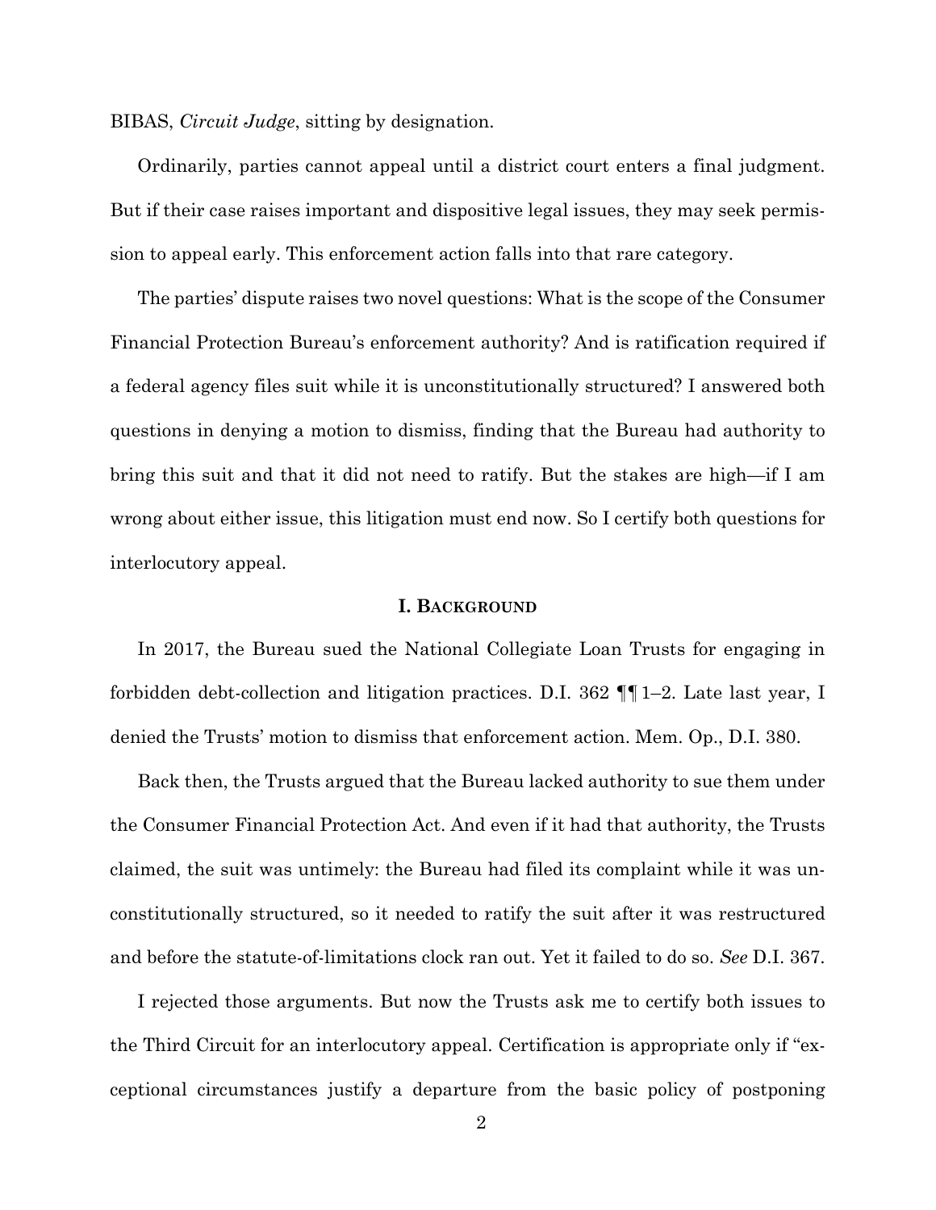BIBAS, *Circuit Judge*, sitting by designation.

Ordinarily, parties cannot appeal until a district court enters a final judgment. But if their case raises important and dispositive legal issues, they may seek permission to appeal early. This enforcement action falls into that rare category.

The parties' dispute raises two novel questions: What is the scope of the Consumer Financial Protection Bureau's enforcement authority? And is ratification required if a federal agency files suit while it is unconstitutionally structured? I answered both questions in denying a motion to dismiss, finding that the Bureau had authority to bring this suit and that it did not need to ratify. But the stakes are high—if I am wrong about either issue, this litigation must end now. So I certify both questions for interlocutory appeal.

## I. BACKGROUND

In 2017, the Bureau sued the National Collegiate Loan Trusts for engaging in forbidden debt-collection and litigation practices. D.I. 362 ¶¶ 1–2. Late last year, I denied the Trusts' motion to dismiss that enforcement action. Mem. Op., D.I. 380.

Back then, the Trusts argued that the Bureau lacked authority to sue them under the Consumer Financial Protection Act. And even if it had that authority, the Trusts claimed, the suit was untimely: the Bureau had filed its complaint while it was unconstitutionally structured, so it needed to ratify the suit after it was restructured and before the statute-of-limitations clock ran out. Yet it failed to do so. *See* D.I. 367.

I rejected those arguments. But now the Trusts ask me to certify both issues to the Third Circuit for an interlocutory appeal. Certification is appropriate only if "exceptional circumstances justify a departure from the basic policy of postponing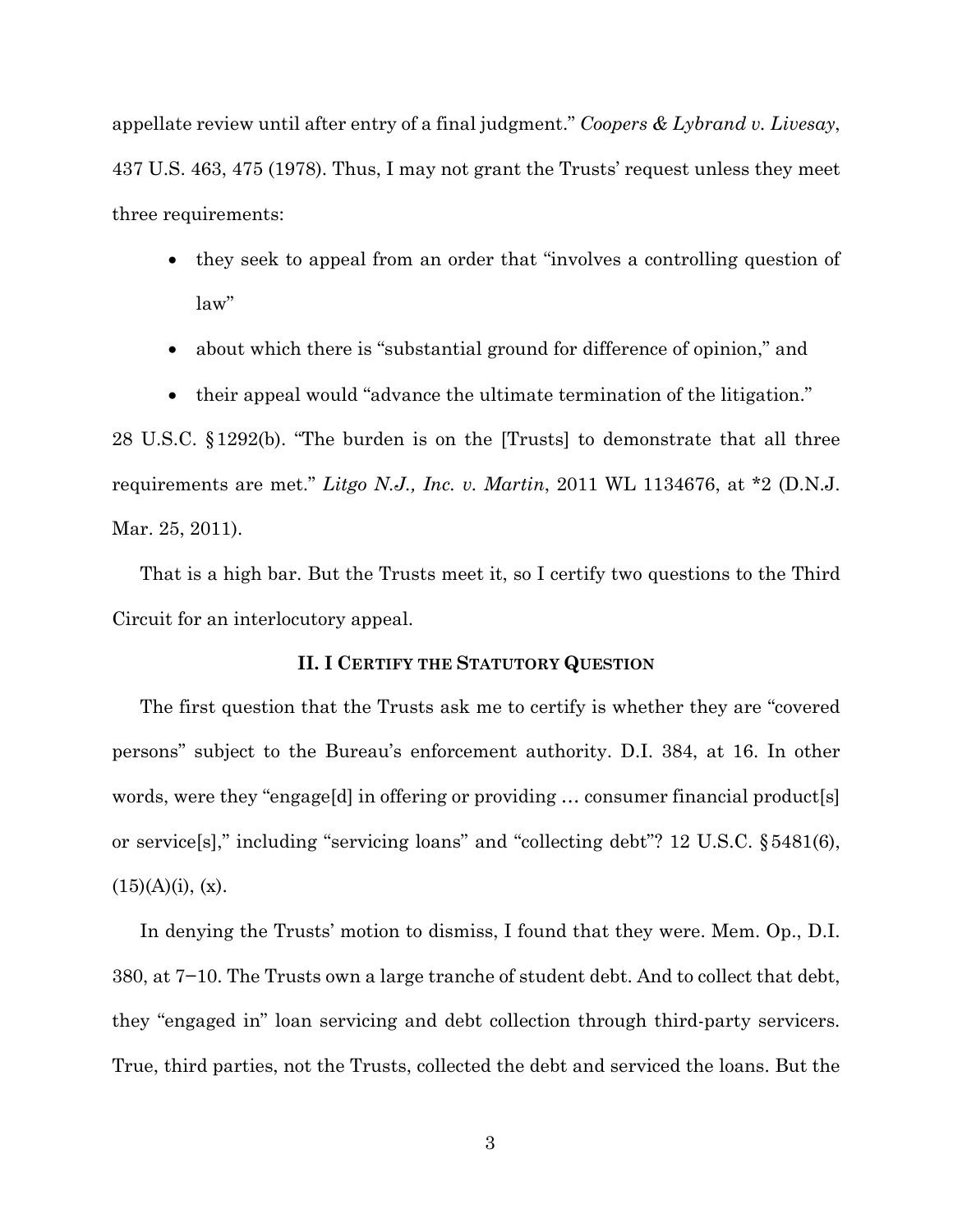appellate review until after entry of a final judgment." *Coopers & Lybrand v. Livesay*, 437 U.S. 463, 475 (1978). Thus, I may not grant the Trusts' request unless they meet three requirements:

- they seek to appeal from an order that "involves a controlling question of law"
- about which there is "substantial ground for difference of opinion," and
- their appeal would "advance the ultimate termination of the litigation."

28 U.S.C. § 1292(b). "The burden is on the [Trusts] to demonstrate that all three requirements are met." *Litgo N.J., Inc. v. Martin*, 2011 WL 1134676, at *2 (D.N.J. Mar. 25, 2011).

That is a high bar. But the Trusts meet it, so I certify two questions to the Third Circuit for an interlocutory appeal.

## II. I CERTIFY THE STATUTORY QUESTION

The first question that the Trusts ask me to certify is whether they are "covered persons" subject to the Bureau's enforcement authority. D.I. 384, at 16. In other words, were they "engage[d] in offering or providing … consumer financial product[s] or service[s]," including "servicing loans" and "collecting debt"? 12 U.S.C. § 5481(6), (15)(A)(i), (x).

In denying the Trusts' motion to dismiss, I found that they were. Mem. Op., D.I. 380, at 7−10. The Trusts own a large tranche of student debt. And to collect that debt, they "engaged in" loan servicing and debt collection through third-party servicers. True, third parties, not the Trusts, collected the debt and serviced the loans. But the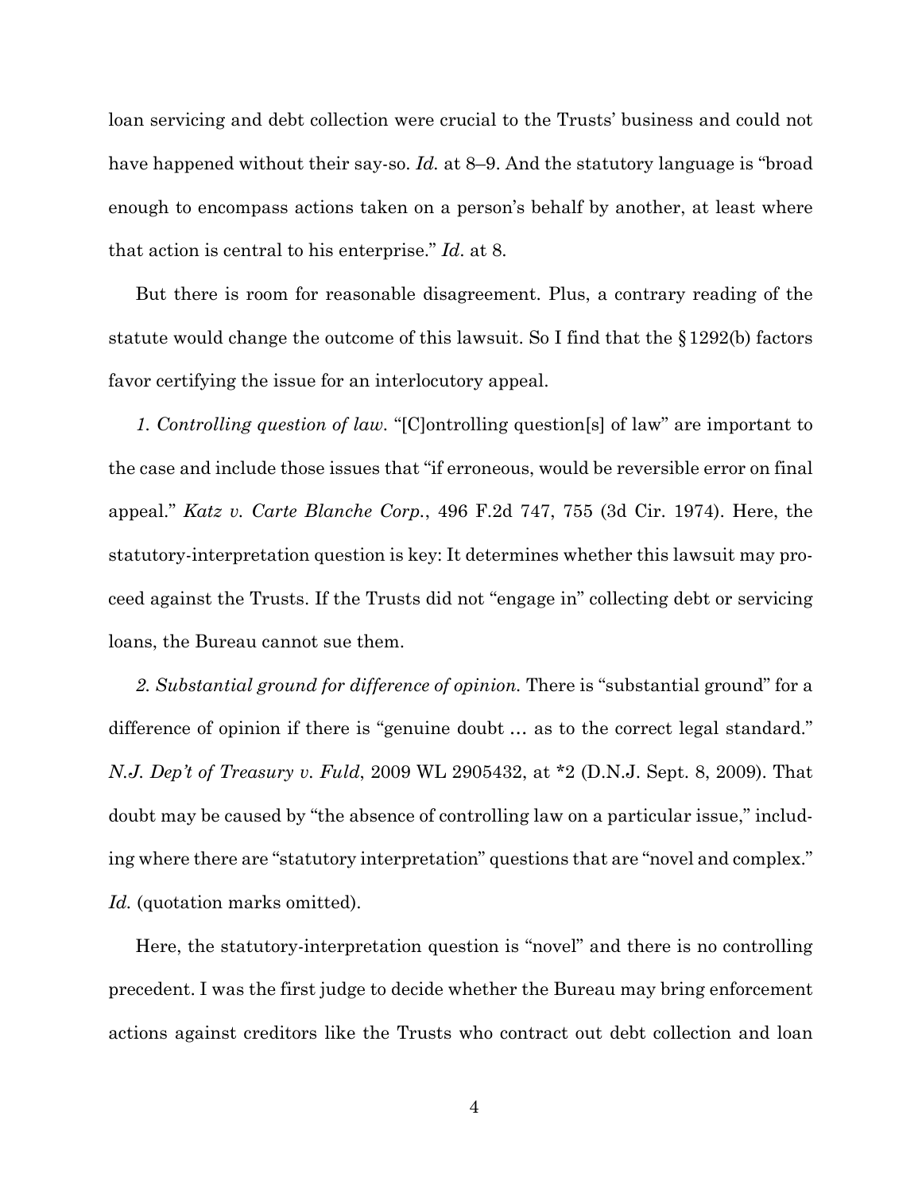loan servicing and debt collection were crucial to the Trusts' business and could not have happened without their say-so. *Id.* at 8–9. And the statutory language is "broad enough to encompass actions taken on a person's behalf by another, at least where that action is central to his enterprise." *Id*. at 8.

But there is room for reasonable disagreement. Plus, a contrary reading of the statute would change the outcome of this lawsuit. So I find that the § 1292(b) factors favor certifying the issue for an interlocutory appeal.

*1. Controlling question of law.* "[C]ontrolling question[s] of law" are important to the case and include those issues that "if erroneous, would be reversible error on final appeal." *Katz v. Carte Blanche Corp.*, 496 F.2d 747, 755 (3d Cir. 1974). Here, the statutory-interpretation question is key: It determines whether this lawsuit may proceed against the Trusts. If the Trusts did not "engage in" collecting debt or servicing loans, the Bureau cannot sue them.

*2. Substantial ground for difference of opinion.* There is "substantial ground" for a difference of opinion if there is "genuine doubt … as to the correct legal standard." *N.J. Dep't of Treasury v. Fuld*, 2009 WL 2905432, at *2 (D.N.J. Sept. 8, 2009). That doubt may be caused by "the absence of controlling law on a particular issue," including where there are "statutory interpretation" questions that are "novel and complex." *Id.* (quotation marks omitted).

Here, the statutory-interpretation question is "novel" and there is no controlling precedent. I was the first judge to decide whether the Bureau may bring enforcement actions against creditors like the Trusts who contract out debt collection and loan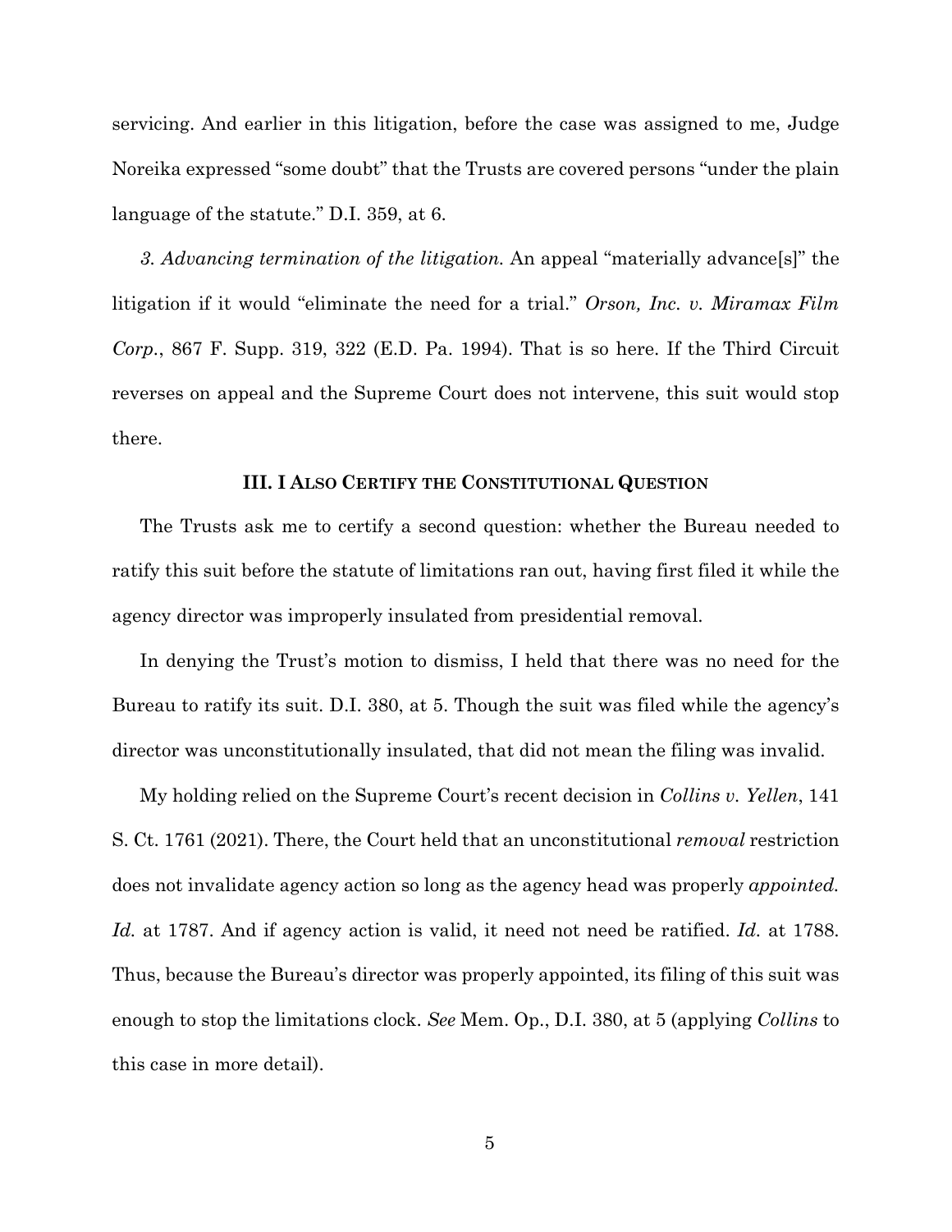servicing. And earlier in this litigation, before the case was assigned to me, Judge Noreika expressed "some doubt" that the Trusts are covered persons "under the plain language of the statute." D.I. 359, at 6.

*3. Advancing termination of the litigation.* An appeal "materially advance[s]" the litigation if it would "eliminate the need for a trial." *Orson, Inc. v. Miramax Film Corp.*, 867 F. Supp. 319, 322 (E.D. Pa. 1994). That is so here. If the Third Circuit reverses on appeal and the Supreme Court does not intervene, this suit would stop there.

### III. I ALSO CERTIFY THE CONSTITUTIONAL QUESTION

The Trusts ask me to certify a second question: whether the Bureau needed to ratify this suit before the statute of limitations ran out, having first filed it while the agency director was improperly insulated from presidential removal.

In denying the Trust's motion to dismiss, I held that there was no need for the Bureau to ratify its suit. D.I. 380, at 5. Though the suit was filed while the agency's director was unconstitutionally insulated, that did not mean the filing was invalid.

My holding relied on the Supreme Court's recent decision in *Collins v. Yellen*, 141 S. Ct. 1761 (2021). There, the Court held that an unconstitutional *removal* restriction does not invalidate agency action so long as the agency head was properly *appointed. Id.* at 1787. And if agency action is valid, it need not need be ratified. *Id.* at 1788. Thus, because the Bureau's director was properly appointed, its filing of this suit was enough to stop the limitations clock. *See* Mem. Op., D.I. 380, at 5 (applying *Collins* to this case in more detail).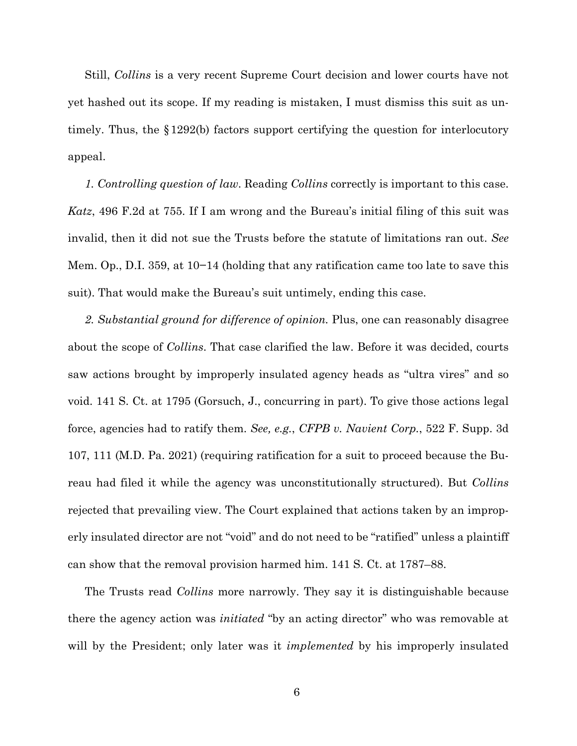Still, *Collins* is a very recent Supreme Court decision and lower courts have not yet hashed out its scope. If my reading is mistaken, I must dismiss this suit as untimely. Thus, the § 1292(b) factors support certifying the question for interlocutory appeal.

*1. Controlling question of law*. Reading *Collins* correctly is important to this case. *Katz*, 496 F.2d at 755. If I am wrong and the Bureau's initial filing of this suit was invalid, then it did not sue the Trusts before the statute of limitations ran out. *See* Mem. Op., D.I. 359, at 10−14 (holding that any ratification came too late to save this suit). That would make the Bureau's suit untimely, ending this case.

*2. Substantial ground for difference of opinion.* Plus, one can reasonably disagree about the scope of *Collins*. That case clarified the law. Before it was decided, courts saw actions brought by improperly insulated agency heads as "ultra vires" and so void. 141 S. Ct. at 1795 (Gorsuch, J., concurring in part). To give those actions legal force, agencies had to ratify them. *See, e.g.*, *CFPB v. Navient Corp.*, 522 F. Supp. 3d 107, 111 (M.D. Pa. 2021) (requiring ratification for a suit to proceed because the Bureau had filed it while the agency was unconstitutionally structured). But *Collins* rejected that prevailing view. The Court explained that actions taken by an improperly insulated director are not "void" and do not need to be "ratified" unless a plaintiff can show that the removal provision harmed him. 141 S. Ct. at 1787–88.

The Trusts read *Collins* more narrowly. They say it is distinguishable because there the agency action was *initiated* "by an acting director" who was removable at will by the President; only later was it *implemented* by his improperly insulated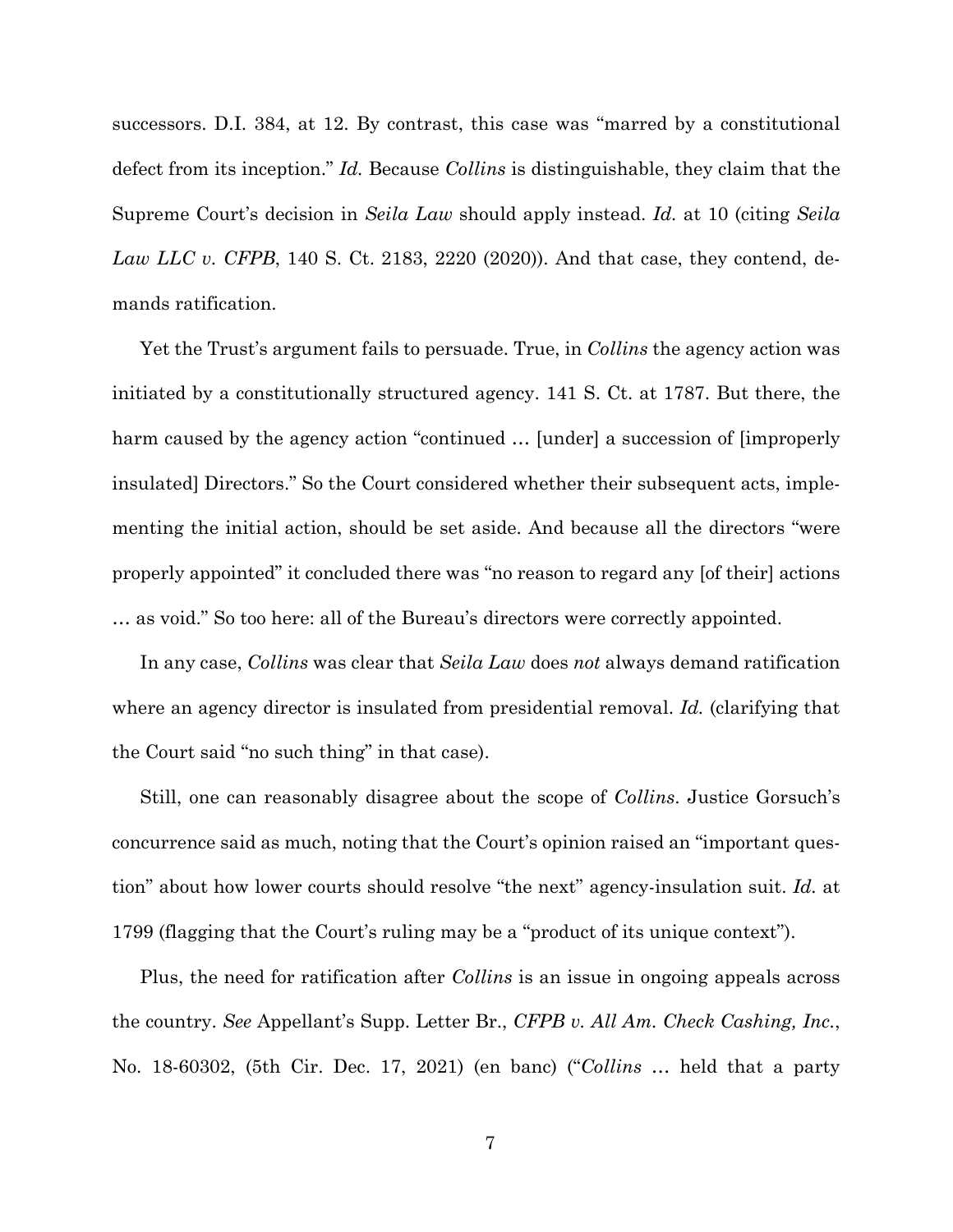successors. D.I. 384, at 12. By contrast, this case was "marred by a constitutional defect from its inception." *Id.* Because *Collins* is distinguishable, they claim that the Supreme Court's decision in *Seila Law* should apply instead. *Id.* at 10 (citing *Seila Law LLC v. CFPB*, 140 S. Ct. 2183, 2220 (2020)). And that case, they contend, demands ratification.

Yet the Trust's argument fails to persuade. True, in *Collins* the agency action was initiated by a constitutionally structured agency. 141 S. Ct. at 1787. But there, the harm caused by the agency action "continued … [under] a succession of [improperly insulated] Directors." So the Court considered whether their subsequent acts, implementing the initial action, should be set aside. And because all the directors "were properly appointed" it concluded there was "no reason to regard any [of their] actions … as void." So too here: all of the Bureau's directors were correctly appointed.

In any case, *Collins* was clear that *Seila Law* does *not* always demand ratification where an agency director is insulated from presidential removal. *Id.* (clarifying that the Court said "no such thing" in that case).

Still, one can reasonably disagree about the scope of *Collins*. Justice Gorsuch's concurrence said as much, noting that the Court's opinion raised an "important question" about how lower courts should resolve "the next" agency-insulation suit. *Id.* at 1799 (flagging that the Court's ruling may be a "product of its unique context").

Plus, the need for ratification after *Collins* is an issue in ongoing appeals across the country. *See* Appellant's Supp. Letter Br., *CFPB v. All Am. Check Cashing, Inc.*, No. 18-60302, (5th Cir. Dec. 17, 2021) (en banc) ("*Collins* … held that a party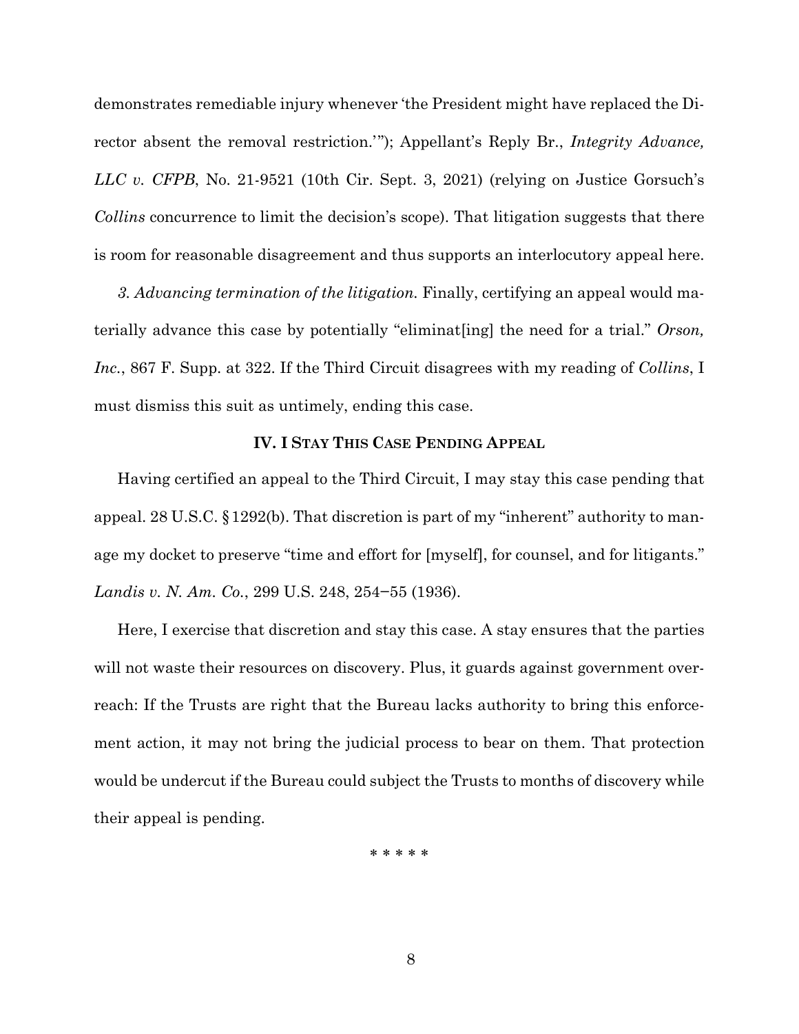demonstrates remediable injury whenever 'the President might have replaced the Director absent the removal restriction.'"); Appellant's Reply Br., *Integrity Advance, LLC v. CFPB*, No. 21-9521 (10th Cir. Sept. 3, 2021) (relying on Justice Gorsuch's *Collins* concurrence to limit the decision's scope). That litigation suggests that there is room for reasonable disagreement and thus supports an interlocutory appeal here.

*3. Advancing termination of the litigation.* Finally, certifying an appeal would materially advance this case by potentially "eliminat[ing] the need for a trial." *Orson, Inc.*, 867 F. Supp. at 322. If the Third Circuit disagrees with my reading of *Collins*, I must dismiss this suit as untimely, ending this case.

## IV. I Stay This Case Pending Appeal

Having certified an appeal to the Third Circuit, I may stay this case pending that appeal. 28 U.S.C. § 1292(b). That discretion is part of my "inherent" authority to manage my docket to preserve "time and effort for [myself], for counsel, and for litigants." *Landis v. N. Am. Co.*, 299 U.S. 248, 254–55 (1936).

Here, I exercise that discretion and stay this case. A stay ensures that the parties will not waste their resources on discovery. Plus, it guards against government overreach: If the Trusts are right that the Bureau lacks authority to bring this enforcement action, it may not bring the judicial process to bear on them. That protection would be undercut if the Bureau could subject the Trusts to months of discovery while their appeal is pending.

\* \* \* \* \*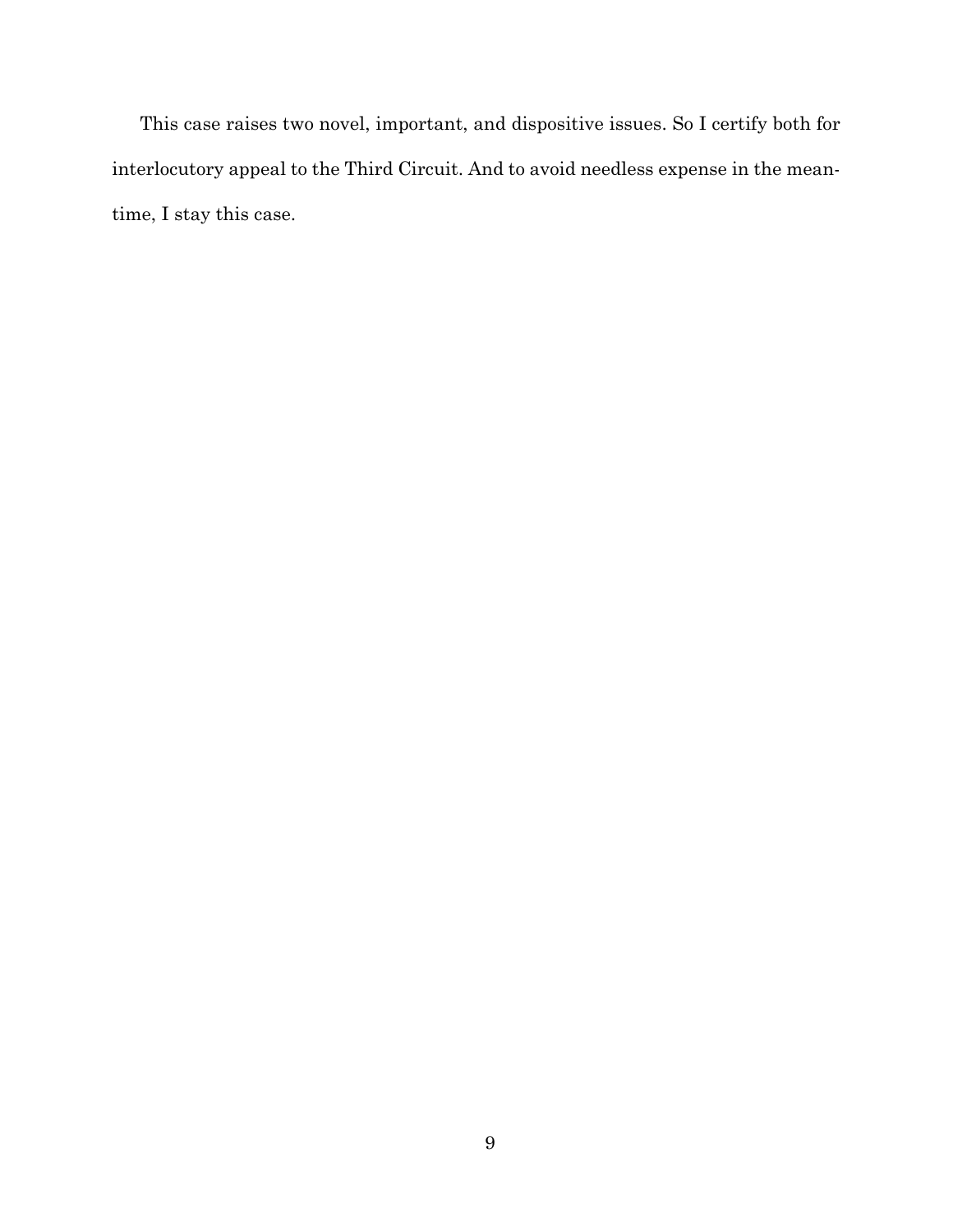This case raises two novel, important, and dispositive issues. So I certify both for interlocutory appeal to the Third Circuit. And to avoid needless expense in the meantime, I stay this case.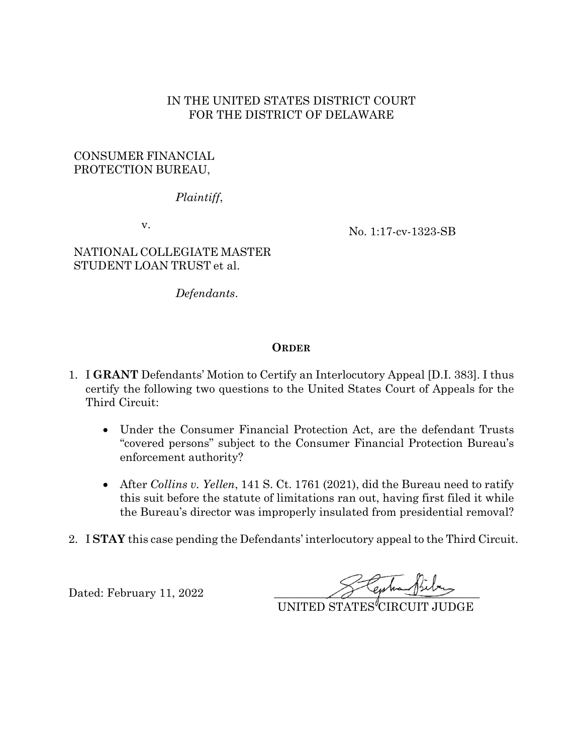IN THE UNITED STATES DISTRICT COURT
FOR THE DISTRICT OF DELAWARE

CONSUMER FINANCIAL PROTECTION BUREAU,

*Plaintiff*,

v.

NATIONAL COLLEGIATE MASTER STUDENT LOAN TRUST et al.

*Defendants*.

No. 1:17-cv-1323-SB

## ORDER

1. I **GRANT** Defendants' Motion to Certify an Interlocutory Appeal [D.I. 383]. I thus certify the following two questions to the United States Court of Appeals for the Third Circuit:

   - Under the Consumer Financial Protection Act, are the defendant Trusts "covered persons" subject to the Consumer Financial Protection Bureau's enforcement authority?

   - After *Collins v. Yellen*, 141 S. Ct. 1761 (2021), did the Bureau need to ratify this suit before the statute of limitations ran out, having first filed it while the Bureau's director was improperly insulated from presidential removal?

2. I **STAY** this case pending the Defendants' interlocutory appeal to the Third Circuit.

Dated: February 11, 2022

UNITED STATES CIRCUIT JUDGE